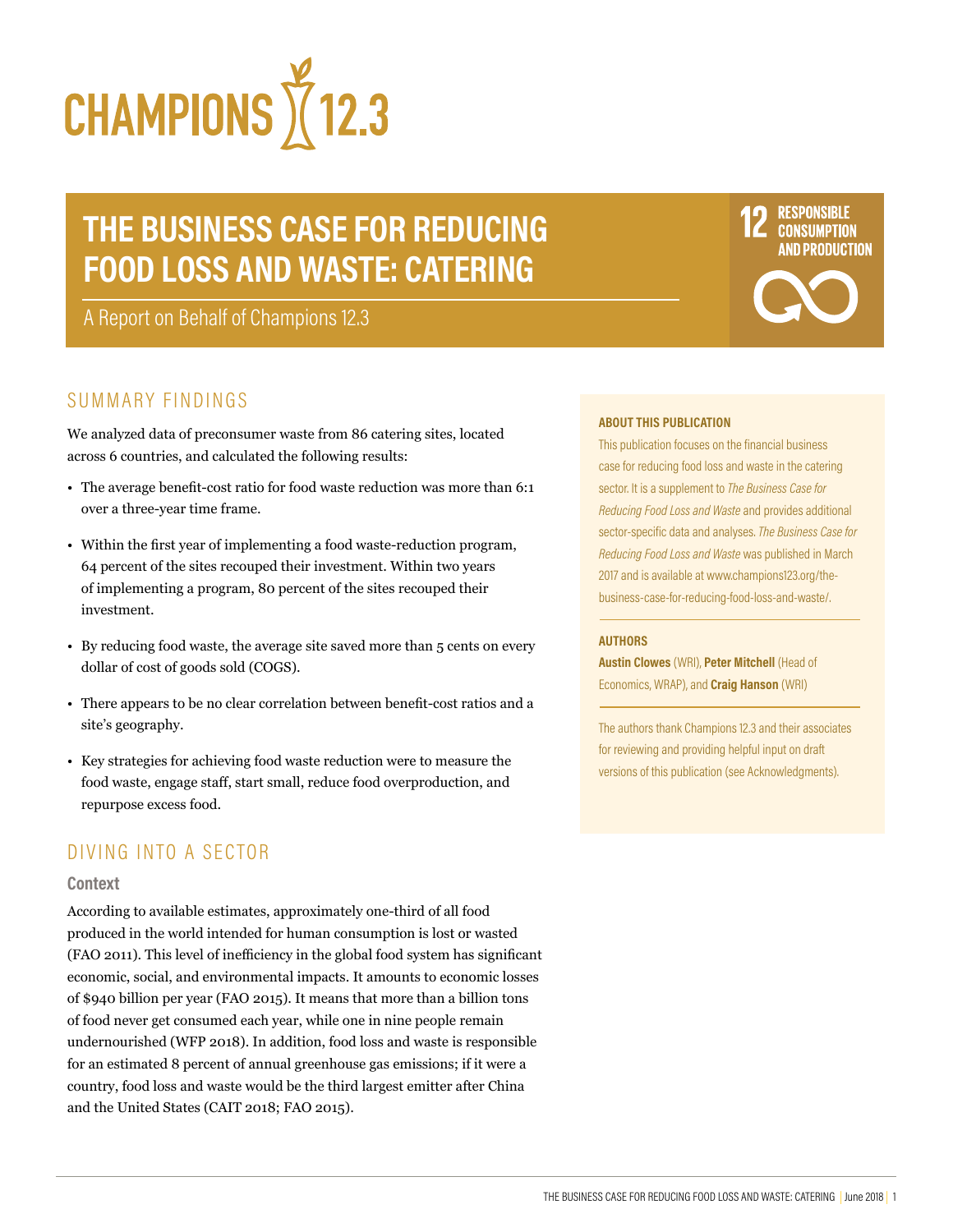# CHAMPIONS 12.3

# THE BUSINESS CASE FOR REDUCING FOOD LOSS AND WASTE: CATERING

A Report on Behalf of Champions 12.3

12 RESPONSIBLE CONSUMPTION AND PRODUCTION

## SUMMARY FINDINGS

We analyzed data of preconsumer waste from 86 catering sites, located across 6 countries, and calculated the following results:

- The average benefit-cost ratio for food waste reduction was more than 6:1 over a three-year time frame.
- Within the first year of implementing a food waste-reduction program, 64 percent of the sites recouped their investment. Within two years of implementing a program, 80 percent of the sites recouped their investment.
- By reducing food waste, the average site saved more than 5 cents on every dollar of cost of goods sold (COGS).
- There appears to be no clear correlation between benefit-cost ratios and a site's geography.
- Key strategies for achieving food waste reduction were to measure the food waste, engage staff, start small, reduce food overproduction, and repurpose excess food.

## DIVING INTO A SECTOR

### Context

According to available estimates, approximately one-third of all food produced in the world intended for human consumption is lost or wasted (FAO 2011). This level of inefficiency in the global food system has significant economic, social, and environmental impacts. It amounts to economic losses of $940 billion per year (FAO 2015). It means that more than a billion tons of food never get consumed each year, while one in nine people remain undernourished (WFP 2018). In addition, food loss and waste is responsible for an estimated 8 percent of annual greenhouse gas emissions; if it were a country, food loss and waste would be the third largest emitter after China and the United States (CAIT 2018; FAO 2015).

**ABOUT THIS PUBLICATION**

This publication focuses on the financial business case for reducing food loss and waste in the catering sector. It is a supplement to *The Business Case for Reducing Food Loss and Waste* and provides additional sector-specific data and analyses. *The Business Case for Reducing Food Loss and Waste* was published in March 2017 and is available at www.champions123.org/the-business-case-for-reducing-food-loss-and-waste/.

**AUTHORS**

**Austin Clowes** (WRI), **Peter Mitchell** (Head of Economics, WRAP), and **Craig Hanson** (WRI)

The authors thank Champions 12.3 and their associates for reviewing and providing helpful input on draft versions of this publication (see Acknowledgments).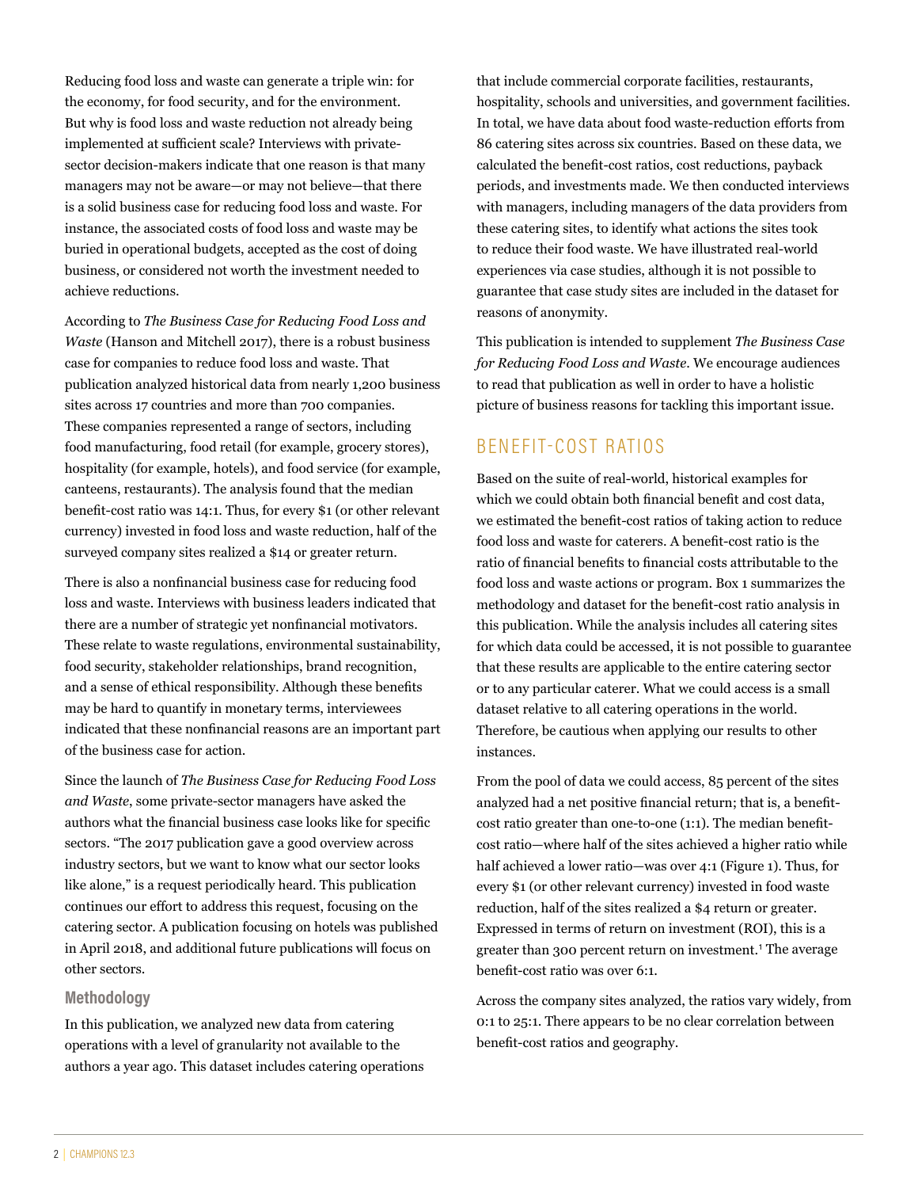Reducing food loss and waste can generate a triple win: for the economy, for food security, and for the environment. But why is food loss and waste reduction not already being implemented at sufficient scale? Interviews with private-sector decision-makers indicate that one reason is that many managers may not be aware—or may not believe—that there is a solid business case for reducing food loss and waste. For instance, the associated costs of food loss and waste may be buried in operational budgets, accepted as the cost of doing business, or considered not worth the investment needed to achieve reductions.

According to *The Business Case for Reducing Food Loss and Waste* (Hanson and Mitchell 2017), there is a robust business case for companies to reduce food loss and waste. That publication analyzed historical data from nearly 1,200 business sites across 17 countries and more than 700 companies. These companies represented a range of sectors, including food manufacturing, food retail (for example, grocery stores), hospitality (for example, hotels), and food service (for example, canteens, restaurants). The analysis found that the median benefit-cost ratio was 14:1. Thus, for every $1 (or other relevant currency) invested in food loss and waste reduction, half of the surveyed company sites realized a $14 or greater return.

There is also a nonfinancial business case for reducing food loss and waste. Interviews with business leaders indicated that there are a number of strategic yet nonfinancial motivators. These relate to waste regulations, environmental sustainability, food security, stakeholder relationships, brand recognition, and a sense of ethical responsibility. Although these benefits may be hard to quantify in monetary terms, interviewees indicated that these nonfinancial reasons are an important part of the business case for action.

Since the launch of *The Business Case for Reducing Food Loss and Waste*, some private-sector managers have asked the authors what the financial business case looks like for specific sectors. "The 2017 publication gave a good overview across industry sectors, but we want to know what our sector looks like alone," is a request periodically heard. This publication continues our effort to address this request, focusing on the catering sector. A publication focusing on hotels was published in April 2018, and additional future publications will focus on other sectors.

### Methodology

In this publication, we analyzed new data from catering operations with a level of granularity not available to the authors a year ago. This dataset includes catering operations that include commercial corporate facilities, restaurants, hospitality, schools and universities, and government facilities. In total, we have data about food waste-reduction efforts from 86 catering sites across six countries. Based on these data, we calculated the benefit-cost ratios, cost reductions, payback periods, and investments made. We then conducted interviews with managers, including managers of the data providers from these catering sites, to identify what actions the sites took to reduce their food waste. We have illustrated real-world experiences via case studies, although it is not possible to guarantee that case study sites are included in the dataset for reasons of anonymity.

This publication is intended to supplement *The Business Case for Reducing Food Loss and Waste*. We encourage audiences to read that publication as well in order to have a holistic picture of business reasons for tackling this important issue.

## BENEFIT-COST RATIOS

Based on the suite of real-world, historical examples for which we could obtain both financial benefit and cost data, we estimated the benefit-cost ratios of taking action to reduce food loss and waste for caterers. A benefit-cost ratio is the ratio of financial benefits to financial costs attributable to the food loss and waste actions or program. Box 1 summarizes the methodology and dataset for the benefit-cost ratio analysis in this publication. While the analysis includes all catering sites for which data could be accessed, it is not possible to guarantee that these results are applicable to the entire catering sector or to any particular caterer. What we could access is a small dataset relative to all catering operations in the world. Therefore, be cautious when applying our results to other instances.

From the pool of data we could access, 85 percent of the sites analyzed had a net positive financial return; that is, a benefit-cost ratio greater than one-to-one (1:1). The median benefit-cost ratio—where half of the sites achieved a higher ratio while half achieved a lower ratio—was over 4:1 (Figure 1). Thus, for every $1 (or other relevant currency) invested in food waste reduction, half of the sites realized a $4 return or greater. Expressed in terms of return on investment (ROI), this is a greater than 300 percent return on investment.[1] The average benefit-cost ratio was over 6:1.

Across the company sites analyzed, the ratios vary widely, from 0:1 to 25:1. There appears to be no clear correlation between benefit-cost ratios and geography.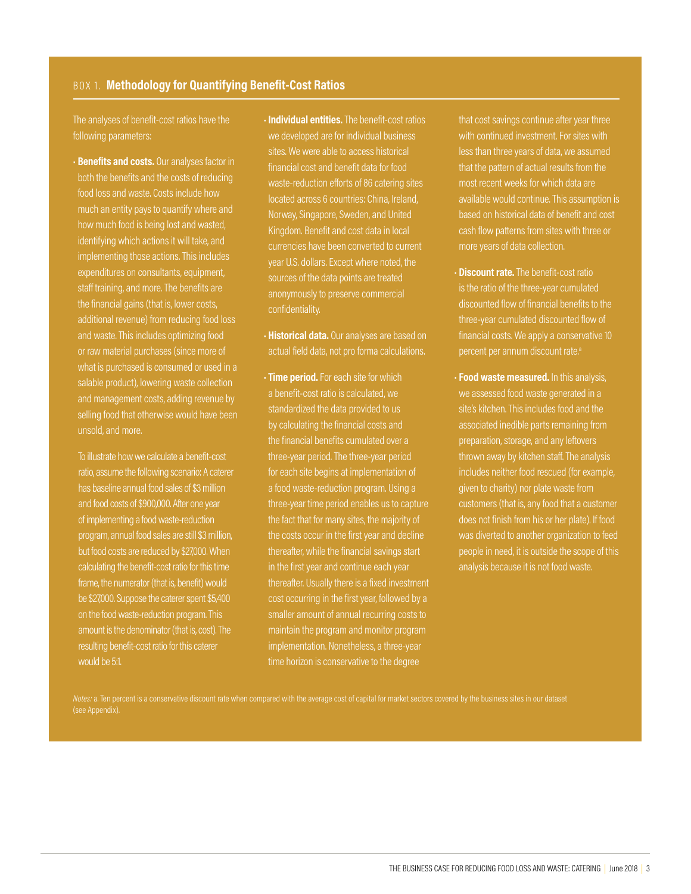## BOX 1. Methodology for Quantifying Benefit-Cost Ratios

The analyses of benefit-cost ratios have the following parameters:

- **Benefits and costs.** Our analyses factor in both the benefits and the costs of reducing food loss and waste. Costs include how much an entity pays to quantify where and how much food is being lost and wasted, identifying which actions it will take, and implementing those actions. This includes expenditures on consultants, equipment, staff training, and more. The benefits are the financial gains (that is, lower costs, additional revenue) from reducing food loss and waste. This includes optimizing food or raw material purchases (since more of what is purchased is consumed or used in a salable product), lowering waste collection and management costs, adding revenue by selling food that otherwise would have been unsold, and more.

  To illustrate how we calculate a benefit-cost ratio, assume the following scenario: A caterer has baseline annual food sales of $3 million and food costs of $900,000. After one year of implementing a food waste-reduction program, annual food sales are still $3 million, but food costs are reduced by $27,000. When calculating the benefit-cost ratio for this time frame, the numerator (that is, benefit) would be $27,000. Suppose the caterer spent $5,400 on the food waste-reduction program. This amount is the denominator (that is, cost). The resulting benefit-cost ratio for this caterer would be 5:1.

- **Individual entities.** The benefit-cost ratios we developed are for individual business sites. We were able to access historical financial cost and benefit data for food waste-reduction efforts of 86 catering sites located across 6 countries: China, Ireland, Norway, Singapore, Sweden, and United Kingdom. Benefit and cost data in local currencies have been converted to current year U.S. dollars. Except where noted, the sources of the data points are treated anonymously to preserve commercial confidentiality.

- **Historical data.** Our analyses are based on actual field data, not pro forma calculations.

- **Time period.** For each site for which a benefit-cost ratio is calculated, we standardized the data provided to us by calculating the financial costs and the financial benefits cumulated over a three-year period. The three-year period for each site begins at implementation of a food waste-reduction program. Using a three-year time period enables us to capture the fact that for many sites, the majority of the costs occur in the first year and decline thereafter, while the financial savings start in the first year and continue each year thereafter. Usually there is a fixed investment cost occurring in the first year, followed by a smaller amount of annual recurring costs to maintain the program and monitor program implementation. Nonetheless, a three-year time horizon is conservative to the degree that cost savings continue after year three with continued investment. For sites with less than three years of data, we assumed that the pattern of actual results from the most recent weeks for which data are available would continue. This assumption is based on historical data of benefit and cost cash flow patterns from sites with three or more years of data collection.

- **Discount rate.** The benefit-cost ratio is the ratio of the three-year cumulated discounted flow of financial benefits to the three-year cumulated discounted flow of financial costs. We apply a conservative 10 percent per annum discount rate.[a]

- **Food waste measured.** In this analysis, we assessed food waste generated in a site's kitchen. This includes food and the associated inedible parts remaining from preparation, storage, and any leftovers thrown away by kitchen staff. The analysis includes neither food rescued (for example, given to charity) nor plate waste from customers (that is, any food that a customer does not finish from his or her plate). If food was diverted to another organization to feed people in need, it is outside the scope of this analysis because it is not food waste.

*Notes:* a. Ten percent is a conservative discount rate when compared with the average cost of capital for market sectors covered by the business sites in our dataset (see Appendix).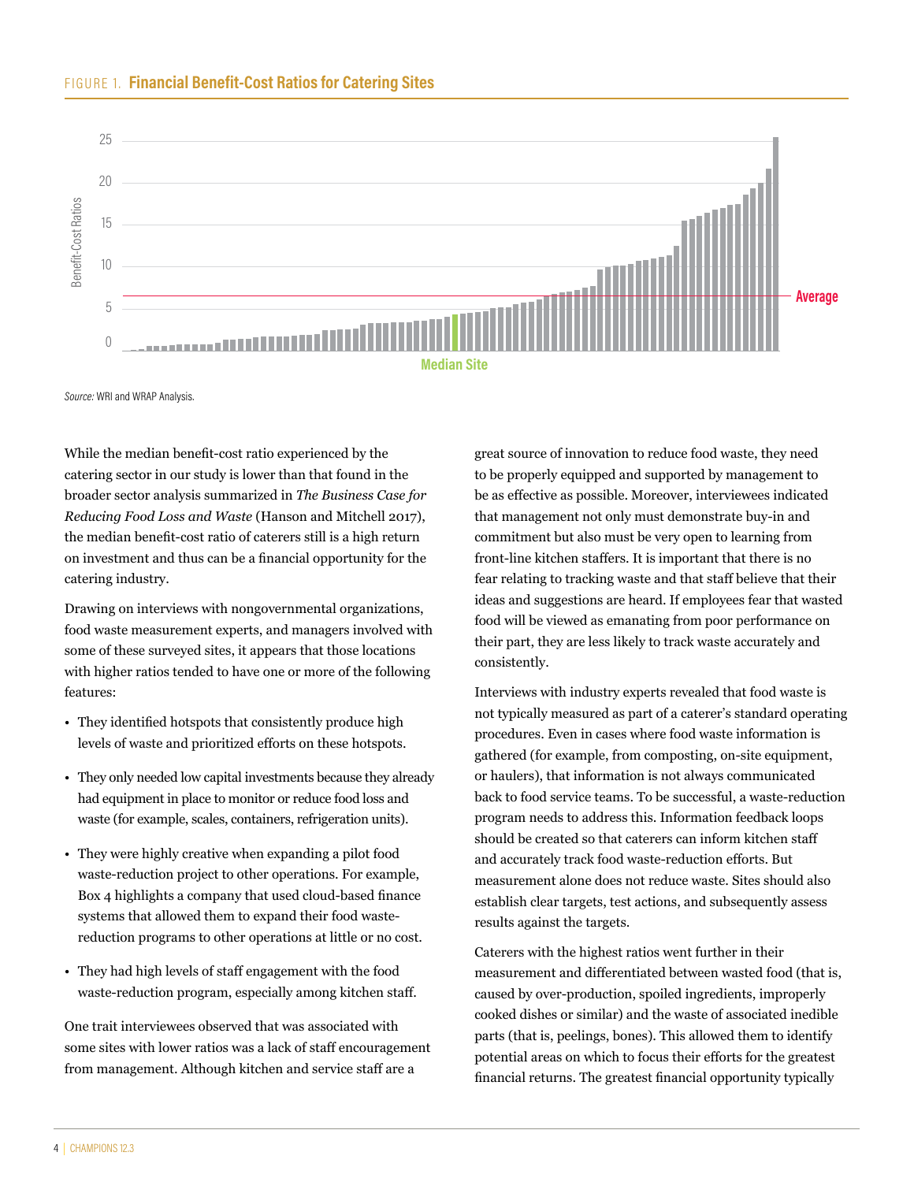FIGURE 1. **Financial Benefit-Cost Ratios for Catering Sites**

*Source:* WRI and WRAP Analysis.

While the median benefit-cost ratio experienced by the catering sector in our study is lower than that found in the broader sector analysis summarized in *The Business Case for Reducing Food Loss and Waste* (Hanson and Mitchell 2017), the median benefit-cost ratio of caterers still is a high return on investment and thus can be a financial opportunity for the catering industry.

Drawing on interviews with nongovernmental organizations, food waste measurement experts, and managers involved with some of these surveyed sites, it appears that those locations with higher ratios tended to have one or more of the following features:

- They identified hotspots that consistently produce high levels of waste and prioritized efforts on these hotspots.
- They only needed low capital investments because they already had equipment in place to monitor or reduce food loss and waste (for example, scales, containers, refrigeration units).
- They were highly creative when expanding a pilot food waste-reduction project to other operations. For example, Box 4 highlights a company that used cloud-based finance systems that allowed them to expand their food waste-reduction programs to other operations at little or no cost.
- They had high levels of staff engagement with the food waste-reduction program, especially among kitchen staff.

One trait interviewees observed that was associated with some sites with lower ratios was a lack of staff encouragement from management. Although kitchen and service staff are a great source of innovation to reduce food waste, they need to be properly equipped and supported by management to be as effective as possible. Moreover, interviewees indicated that management not only must demonstrate buy-in and commitment but also must be very open to learning from front-line kitchen staffers. It is important that there is no fear relating to tracking waste and that staff believe that their ideas and suggestions are heard. If employees fear that wasted food will be viewed as emanating from poor performance on their part, they are less likely to track waste accurately and consistently.

Interviews with industry experts revealed that food waste is not typically measured as part of a caterer's standard operating procedures. Even in cases where food waste information is gathered (for example, from composting, on-site equipment, or haulers), that information is not always communicated back to food service teams. To be successful, a waste-reduction program needs to address this. Information feedback loops should be created so that caterers can inform kitchen staff and accurately track food waste-reduction efforts. But measurement alone does not reduce waste. Sites should also establish clear targets, test actions, and subsequently assess results against the targets.

Caterers with the highest ratios went further in their measurement and differentiated between wasted food (that is, caused by over-production, spoiled ingredients, improperly cooked dishes or similar) and the waste of associated inedible parts (that is, peelings, bones). This allowed them to identify potential areas on which to focus their efforts for the greatest financial returns. The greatest financial opportunity typically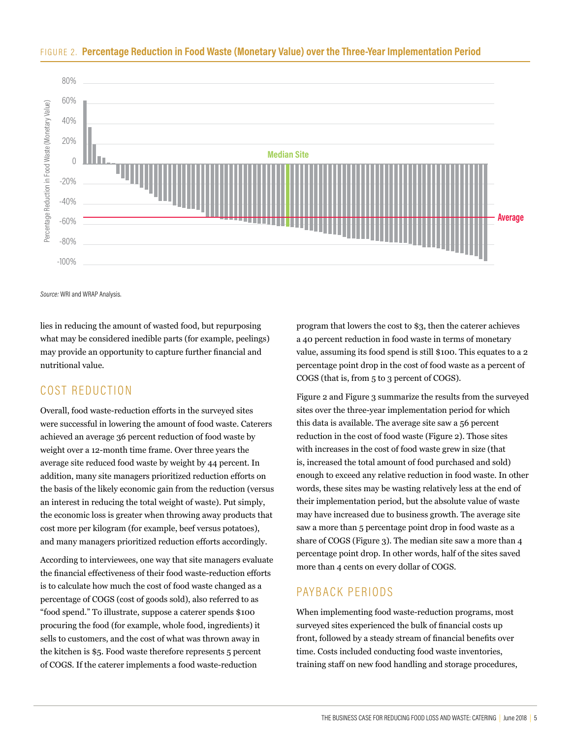FIGURE 2. **Percentage Reduction in Food Waste (Monetary Value) over the Three-Year Implementation Period**

*Source:* WRI and WRAP Analysis.

lies in reducing the amount of wasted food, but repurposing what may be considered inedible parts (for example, peelings) may provide an opportunity to capture further financial and nutritional value.

## COST REDUCTION

Overall, food waste-reduction efforts in the surveyed sites were successful in lowering the amount of food waste. Caterers achieved an average 36 percent reduction of food waste by weight over a 12-month time frame. Over three years the average site reduced food waste by weight by 44 percent. In addition, many site managers prioritized reduction efforts on the basis of the likely economic gain from the reduction (versus an interest in reducing the total weight of waste). Put simply, the economic loss is greater when throwing away products that cost more per kilogram (for example, beef versus potatoes), and many managers prioritized reduction efforts accordingly.

According to interviewees, one way that site managers evaluate the financial effectiveness of their food waste-reduction efforts is to calculate how much the cost of food waste changed as a percentage of COGS (cost of goods sold), also referred to as "food spend." To illustrate, suppose a caterer spends $100 procuring the food (for example, whole food, ingredients) it sells to customers, and the cost of what was thrown away in the kitchen is $5. Food waste therefore represents 5 percent of COGS. If the caterer implements a food waste-reduction program that lowers the cost to $3, then the caterer achieves a 40 percent reduction in food waste in terms of monetary value, assuming its food spend is still $100. This equates to a 2 percentage point drop in the cost of food waste as a percent of COGS (that is, from 5 to 3 percent of COGS).

Figure 2 and Figure 3 summarize the results from the surveyed sites over the three-year implementation period for which this data is available. The average site saw a 56 percent reduction in the cost of food waste (Figure 2). Those sites with increases in the cost of food waste grew in size (that is, increased the total amount of food purchased and sold) enough to exceed any relative reduction in food waste. In other words, these sites may be wasting relatively less at the end of their implementation period, but the absolute value of waste may have increased due to business growth. The average site saw a more than 5 percentage point drop in food waste as a share of COGS (Figure 3). The median site saw a more than 4 percentage point drop. In other words, half of the sites saved more than 4 cents on every dollar of COGS.

## PAYBACK PERIODS

When implementing food waste-reduction programs, most surveyed sites experienced the bulk of financial costs up front, followed by a steady stream of financial benefits over time. Costs included conducting food waste inventories, training staff on new food handling and storage procedures,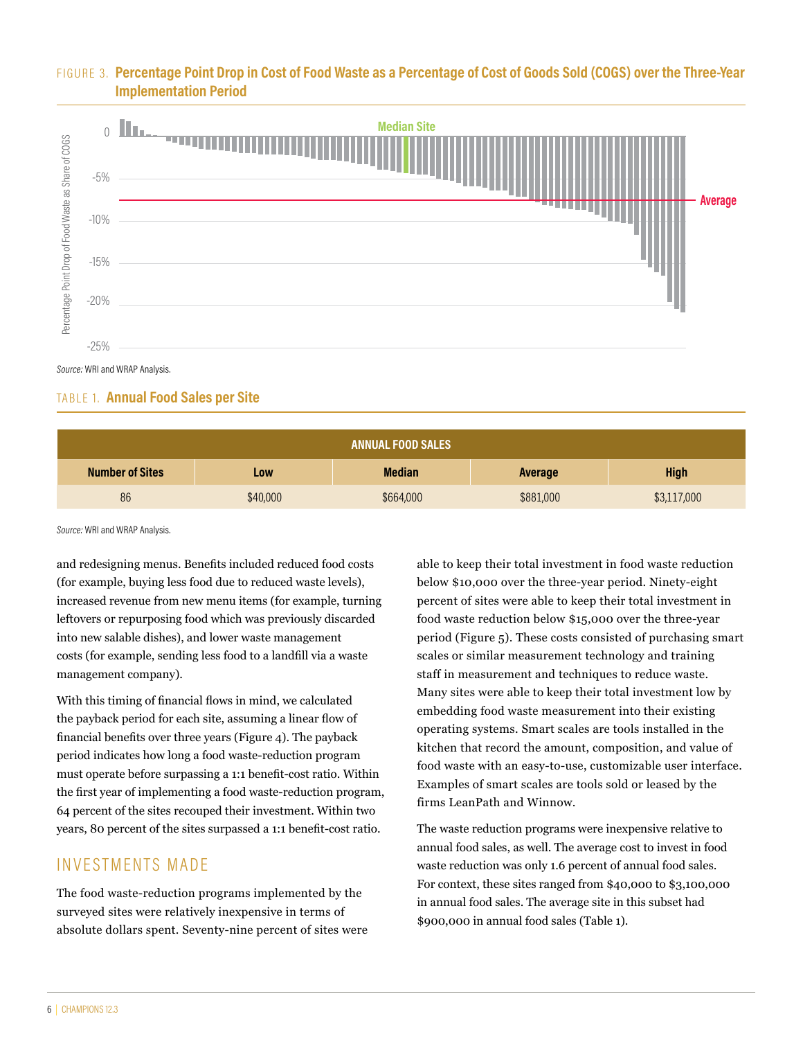FIGURE 3. **Percentage Point Drop in Cost of Food Waste as a Percentage of Cost of Goods Sold (COGS) over the Three-Year Implementation Period**

*Source:* WRI and WRAP Analysis.

TABLE 1. **Annual Food Sales per Site**

| ANNUAL FOOD SALES | | | | |
|---|---|---|---|---|
| **Number of Sites** | **Low** | **Median** | **Average** | **High** |
| 86 | $40,000 | $664,000 | $881,000 | $3,117,000 |

*Source:* WRI and WRAP Analysis.

and redesigning menus. Benefits included reduced food costs (for example, buying less food due to reduced waste levels), increased revenue from new menu items (for example, turning leftovers or repurposing food which was previously discarded into new salable dishes), and lower waste management costs (for example, sending less food to a landfill via a waste management company).

With this timing of financial flows in mind, we calculated the payback period for each site, assuming a linear flow of financial benefits over three years (Figure 4). The payback period indicates how long a food waste-reduction program must operate before surpassing a 1:1 benefit-cost ratio. Within the first year of implementing a food waste-reduction program, 64 percent of the sites recouped their investment. Within two years, 80 percent of the sites surpassed a 1:1 benefit-cost ratio.

## INVESTMENTS MADE

The food waste-reduction programs implemented by the surveyed sites were relatively inexpensive in terms of absolute dollars spent. Seventy-nine percent of sites were able to keep their total investment in food waste reduction below $10,000 over the three-year period. Ninety-eight percent of sites were able to keep their total investment in food waste reduction below $15,000 over the three-year period (Figure 5). These costs consisted of purchasing smart scales or similar measurement technology and training staff in measurement and techniques to reduce waste. Many sites were able to keep their total investment low by embedding food waste measurement into their existing operating systems. Smart scales are tools installed in the kitchen that record the amount, composition, and value of food waste with an easy-to-use, customizable user interface. Examples of smart scales are tools sold or leased by the firms LeanPath and Winnow.

The waste reduction programs were inexpensive relative to annual food sales, as well. The average cost to invest in food waste reduction was only 1.6 percent of annual food sales. For context, these sites ranged from $40,000 to $3,100,000 in annual food sales. The average site in this subset had $900,000 in annual food sales (Table 1).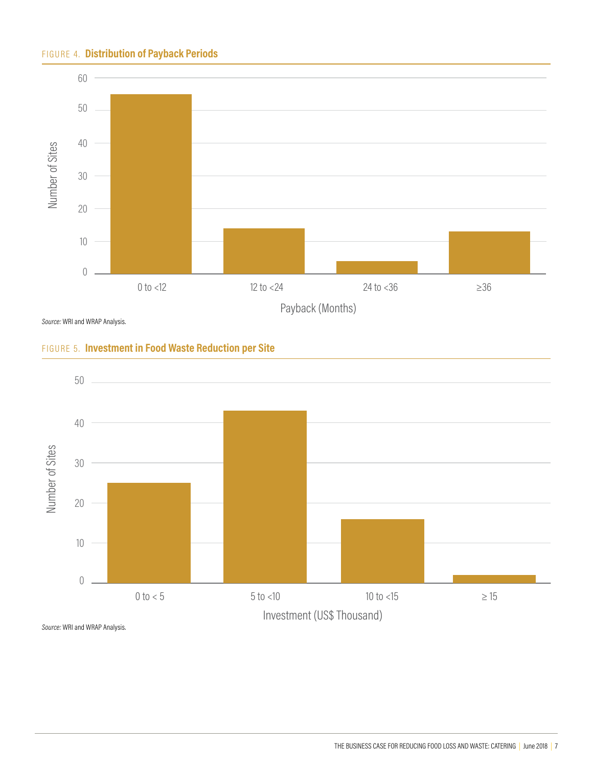FIGURE 4. **Distribution of Payback Periods**

*Source:* WRI and WRAP Analysis.

FIGURE 5. **Investment in Food Waste Reduction per Site**

*Source:* WRI and WRAP Analysis.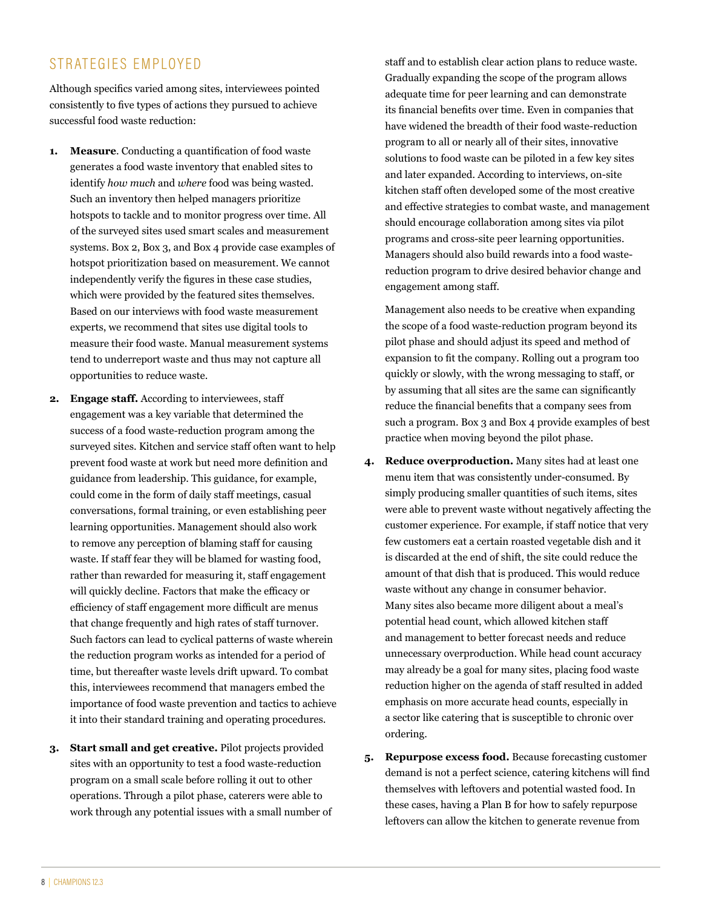## STRATEGIES EMPLOYED

Although specifics varied among sites, interviewees pointed consistently to five types of actions they pursued to achieve successful food waste reduction:

1. **Measure**. Conducting a quantification of food waste generates a food waste inventory that enabled sites to identify *how much* and *where* food was being wasted. Such an inventory then helped managers prioritize hotspots to tackle and to monitor progress over time. All of the surveyed sites used smart scales and measurement systems. Box 2, Box 3, and Box 4 provide case examples of hotspot prioritization based on measurement. We cannot independently verify the figures in these case studies, which were provided by the featured sites themselves. Based on our interviews with food waste measurement experts, we recommend that sites use digital tools to measure their food waste. Manual measurement systems tend to underreport waste and thus may not capture all opportunities to reduce waste.

2. **Engage staff.** According to interviewees, staff engagement was a key variable that determined the success of a food waste-reduction program among the surveyed sites. Kitchen and service staff often want to help prevent food waste at work but need more definition and guidance from leadership. This guidance, for example, could come in the form of daily staff meetings, casual conversations, formal training, or even establishing peer learning opportunities. Management should also work to remove any perception of blaming staff for causing waste. If staff fear they will be blamed for wasting food, rather than rewarded for measuring it, staff engagement will quickly decline. Factors that make the efficacy or efficiency of staff engagement more difficult are menus that change frequently and high rates of staff turnover. Such factors can lead to cyclical patterns of waste wherein the reduction program works as intended for a period of time, but thereafter waste levels drift upward. To combat this, interviewees recommend that managers embed the importance of food waste prevention and tactics to achieve it into their standard training and operating procedures.

3. **Start small and get creative.** Pilot projects provided sites with an opportunity to test a food waste-reduction program on a small scale before rolling it out to other operations. Through a pilot phase, caterers were able to work through any potential issues with a small number of staff and to establish clear action plans to reduce waste. Gradually expanding the scope of the program allows adequate time for peer learning and can demonstrate its financial benefits over time. Even in companies that have widened the breadth of their food waste-reduction program to all or nearly all of their sites, innovative solutions to food waste can be piloted in a few key sites and later expanded. According to interviews, on-site kitchen staff often developed some of the most creative and effective strategies to combat waste, and management should encourage collaboration among sites via pilot programs and cross-site peer learning opportunities. Managers should also build rewards into a food waste-reduction program to drive desired behavior change and engagement among staff.

   Management also needs to be creative when expanding the scope of a food waste-reduction program beyond its pilot phase and should adjust its speed and method of expansion to fit the company. Rolling out a program too quickly or slowly, with the wrong messaging to staff, or by assuming that all sites are the same can significantly reduce the financial benefits that a company sees from such a program. Box 3 and Box 4 provide examples of best practice when moving beyond the pilot phase.

4. **Reduce overproduction.** Many sites had at least one menu item that was consistently under-consumed. By simply producing smaller quantities of such items, sites were able to prevent waste without negatively affecting the customer experience. For example, if staff notice that very few customers eat a certain roasted vegetable dish and it is discarded at the end of shift, the site could reduce the amount of that dish that is produced. This would reduce waste without any change in consumer behavior. Many sites also became more diligent about a meal's potential head count, which allowed kitchen staff and management to better forecast needs and reduce unnecessary overproduction. While head count accuracy may already be a goal for many sites, placing food waste reduction higher on the agenda of staff resulted in added emphasis on more accurate head counts, especially in a sector like catering that is susceptible to chronic over ordering.

5. **Repurpose excess food.** Because forecasting customer demand is not a perfect science, catering kitchens will find themselves with leftovers and potential wasted food. In these cases, having a Plan B for how to safely repurpose leftovers can allow the kitchen to generate revenue from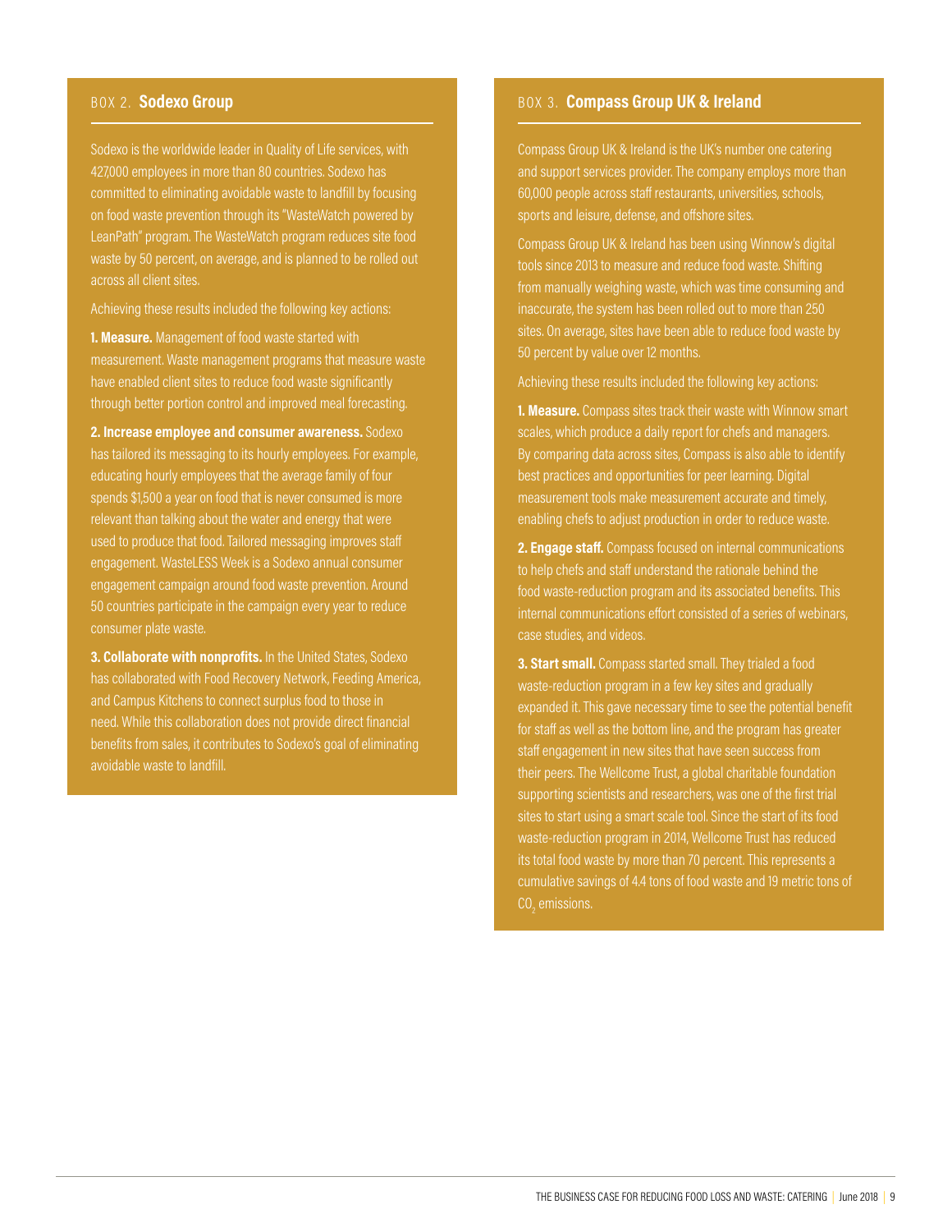## BOX 2. Sodexo Group

Sodexo is the worldwide leader in Quality of Life services, with 427,000 employees in more than 80 countries. Sodexo has committed to eliminating avoidable waste to landfill by focusing on food waste prevention through its "WasteWatch powered by LeanPath" program. The WasteWatch program reduces site food waste by 50 percent, on average, and is planned to be rolled out across all client sites.

Achieving these results included the following key actions:

**1. Measure.** Management of food waste started with measurement. Waste management programs that measure waste have enabled client sites to reduce food waste significantly through better portion control and improved meal forecasting.

**2. Increase employee and consumer awareness.** Sodexo has tailored its messaging to its hourly employees. For example, educating hourly employees that the average family of four spends $1,500 a year on food that is never consumed is more relevant than talking about the water and energy that were used to produce that food. Tailored messaging improves staff engagement. WasteLESS Week is a Sodexo annual consumer engagement campaign around food waste prevention. Around 50 countries participate in the campaign every year to reduce consumer plate waste.

**3. Collaborate with nonprofits.** In the United States, Sodexo has collaborated with Food Recovery Network, Feeding America, and Campus Kitchens to connect surplus food to those in need. While this collaboration does not provide direct financial benefits from sales, it contributes to Sodexo's goal of eliminating avoidable waste to landfill.

## BOX 3. Compass Group UK & Ireland

Compass Group UK & Ireland is the UK's number one catering and support services provider. The company employs more than 60,000 people across staff restaurants, universities, schools, sports and leisure, defense, and offshore sites.

Compass Group UK & Ireland has been using Winnow's digital tools since 2013 to measure and reduce food waste. Shifting from manually weighing waste, which was time consuming and inaccurate, the system has been rolled out to more than 250 sites. On average, sites have been able to reduce food waste by 50 percent by value over 12 months.

Achieving these results included the following key actions:

**1. Measure.** Compass sites track their waste with Winnow smart scales, which produce a daily report for chefs and managers. By comparing data across sites, Compass is also able to identify best practices and opportunities for peer learning. Digital measurement tools make measurement accurate and timely, enabling chefs to adjust production in order to reduce waste.

**2. Engage staff.** Compass focused on internal communications to help chefs and staff understand the rationale behind the food waste-reduction program and its associated benefits. This internal communications effort consisted of a series of webinars, case studies, and videos.

**3. Start small.** Compass started small. They trialed a food waste-reduction program in a few key sites and gradually expanded it. This gave necessary time to see the potential benefit for staff as well as the bottom line, and the program has greater staff engagement in new sites that have seen success from their peers. The Wellcome Trust, a global charitable foundation supporting scientists and researchers, was one of the first trial sites to start using a smart scale tool. Since the start of its food waste-reduction program in 2014, Wellcome Trust has reduced its total food waste by more than 70 percent. This represents a cumulative savings of 4.4 tons of food waste and 19 metric tons of $CO_2$ emissions.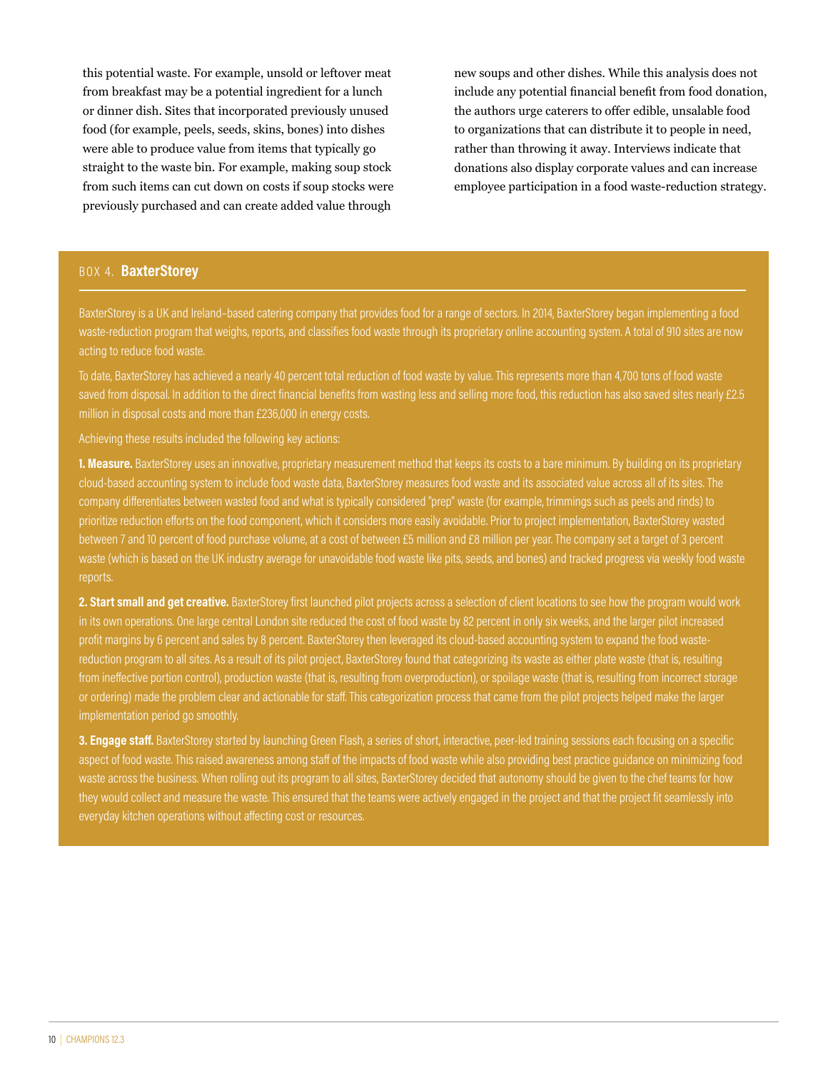this potential waste. For example, unsold or leftover meat from breakfast may be a potential ingredient for a lunch or dinner dish. Sites that incorporated previously unused food (for example, peels, seeds, skins, bones) into dishes were able to produce value from items that typically go straight to the waste bin. For example, making soup stock from such items can cut down on costs if soup stocks were previously purchased and can create added value through new soups and other dishes. While this analysis does not include any potential financial benefit from food donation, the authors urge caterers to offer edible, unsalable food to organizations that can distribute it to people in need, rather than throwing it away. Interviews indicate that donations also display corporate values and can increase employee participation in a food waste-reduction strategy.

### BOX 4. BaxterStorey

BaxterStorey is a UK and Ireland–based catering company that provides food for a range of sectors. In 2014, BaxterStorey began implementing a food waste-reduction program that weighs, reports, and classifies food waste through its proprietary online accounting system. A total of 910 sites are now acting to reduce food waste.

To date, BaxterStorey has achieved a nearly 40 percent total reduction of food waste by value. This represents more than 4,700 tons of food waste saved from disposal. In addition to the direct financial benefits from wasting less and selling more food, this reduction has also saved sites nearly £2.5 million in disposal costs and more than £236,000 in energy costs.

Achieving these results included the following key actions:

**1. Measure.** BaxterStorey uses an innovative, proprietary measurement method that keeps its costs to a bare minimum. By building on its proprietary cloud-based accounting system to include food waste data, BaxterStorey measures food waste and its associated value across all of its sites. The company differentiates between wasted food and what is typically considered "prep" waste (for example, trimmings such as peels and rinds) to prioritize reduction efforts on the food component, which it considers more easily avoidable. Prior to project implementation, BaxterStorey wasted between 7 and 10 percent of food purchase volume, at a cost of between £5 million and £8 million per year. The company set a target of 3 percent waste (which is based on the UK industry average for unavoidable food waste like pits, seeds, and bones) and tracked progress via weekly food waste reports.

**2. Start small and get creative.** BaxterStorey first launched pilot projects across a selection of client locations to see how the program would work in its own operations. One large central London site reduced the cost of food waste by 82 percent in only six weeks, and the larger pilot increased profit margins by 6 percent and sales by 8 percent. BaxterStorey then leveraged its cloud-based accounting system to expand the food waste-reduction program to all sites. As a result of its pilot project, BaxterStorey found that categorizing its waste as either plate waste (that is, resulting from ineffective portion control), production waste (that is, resulting from overproduction), or spoilage waste (that is, resulting from incorrect storage or ordering) made the problem clear and actionable for staff. This categorization process that came from the pilot projects helped make the larger implementation period go smoothly.

**3. Engage staff.** BaxterStorey started by launching Green Flash, a series of short, interactive, peer-led training sessions each focusing on a specific aspect of food waste. This raised awareness among staff of the impacts of food waste while also providing best practice guidance on minimizing food waste across the business. When rolling out its program to all sites, BaxterStorey decided that autonomy should be given to the chef teams for how they would collect and measure the waste. This ensured that the teams were actively engaged in the project and that the project fit seamlessly into everyday kitchen operations without affecting cost or resources.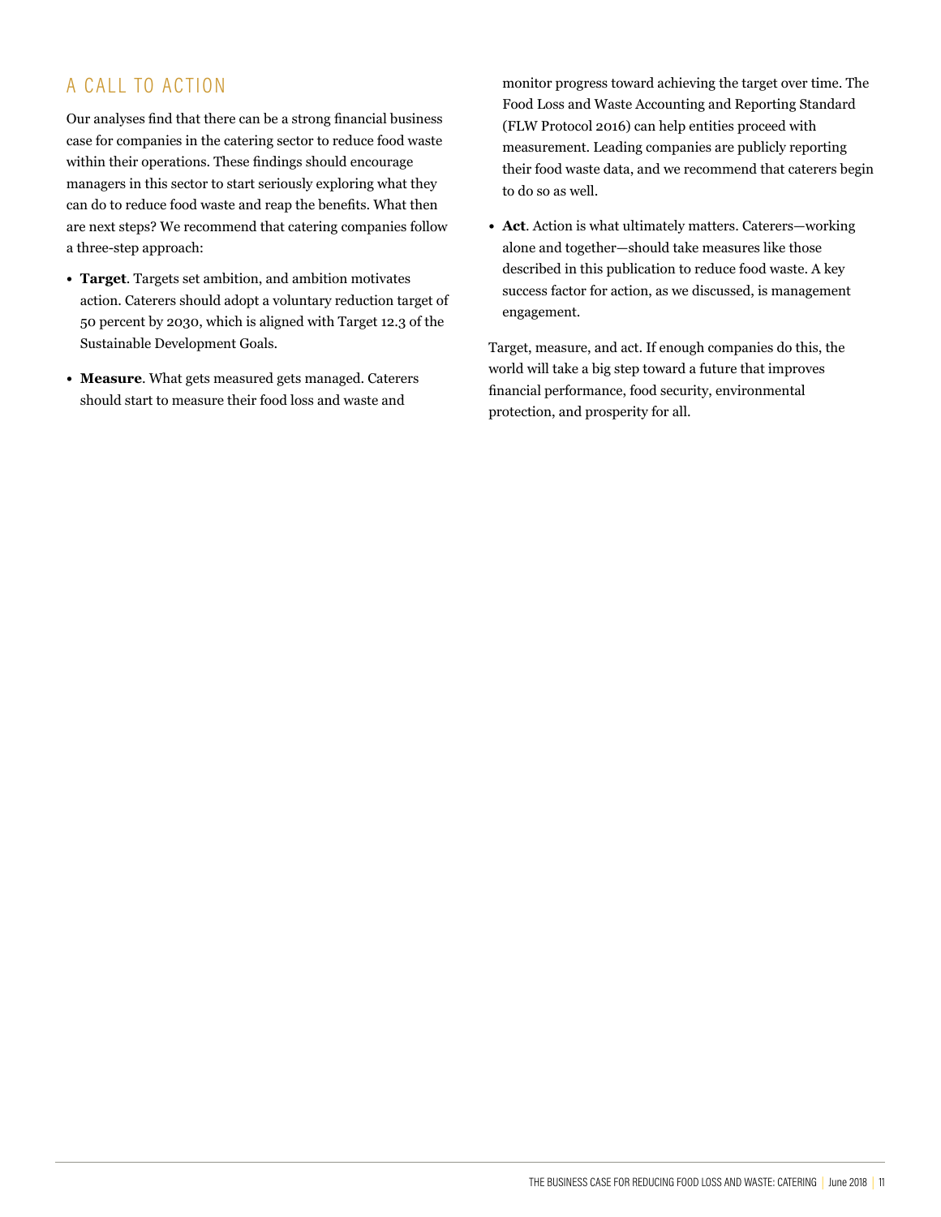## A CALL TO ACTION

Our analyses find that there can be a strong financial business case for companies in the catering sector to reduce food waste within their operations. These findings should encourage managers in this sector to start seriously exploring what they can do to reduce food waste and reap the benefits. What then are next steps? We recommend that catering companies follow a three-step approach:

- **Target**. Targets set ambition, and ambition motivates action. Caterers should adopt a voluntary reduction target of 50 percent by 2030, which is aligned with Target 12.3 of the Sustainable Development Goals.
- **Measure**. What gets measured gets managed. Caterers should start to measure their food loss and waste and monitor progress toward achieving the target over time. The Food Loss and Waste Accounting and Reporting Standard (FLW Protocol 2016) can help entities proceed with measurement. Leading companies are publicly reporting their food waste data, and we recommend that caterers begin to do so as well.
- **Act**. Action is what ultimately matters. Caterers—working alone and together—should take measures like those described in this publication to reduce food waste. A key success factor for action, as we discussed, is management engagement.

Target, measure, and act. If enough companies do this, the world will take a big step toward a future that improves financial performance, food security, environmental protection, and prosperity for all.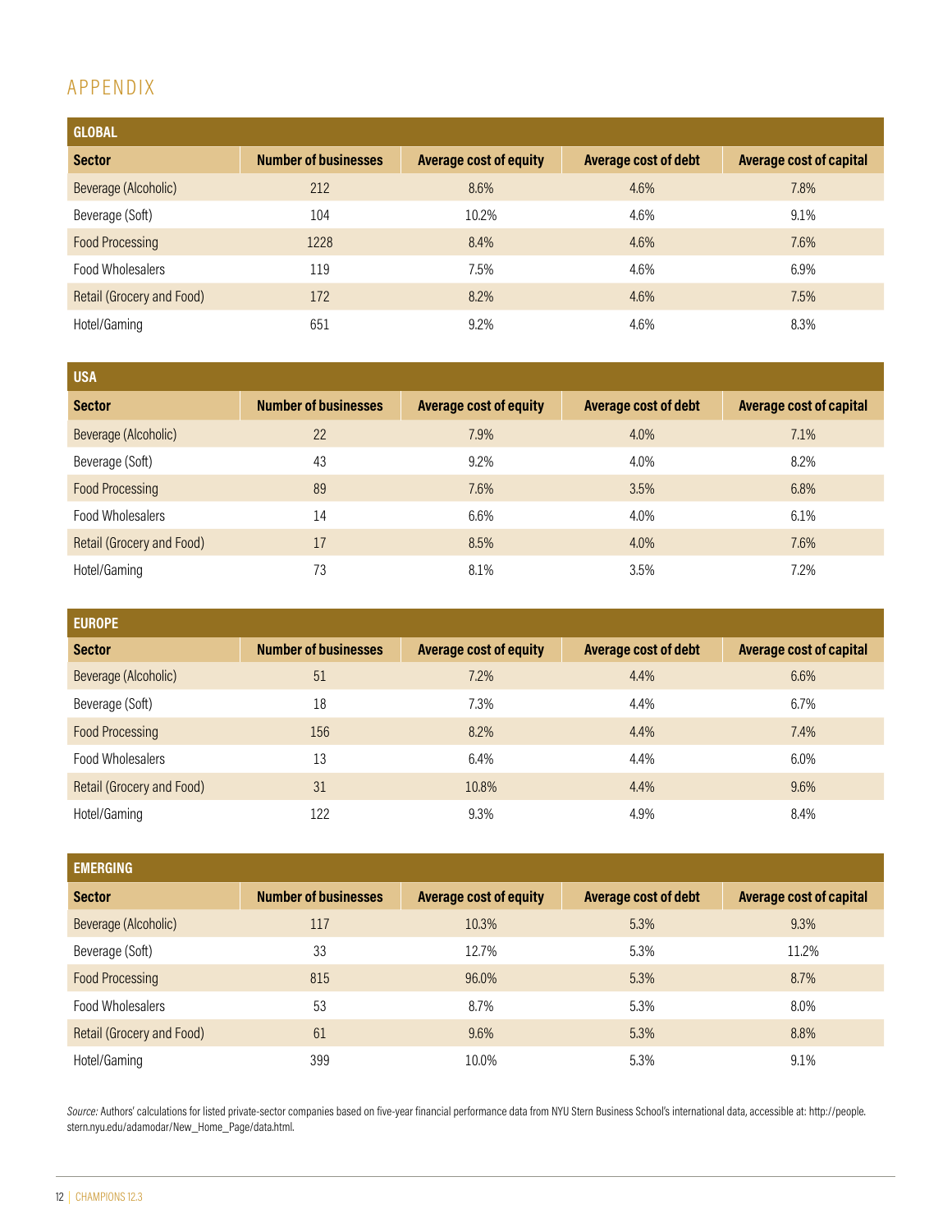# APPENDIX

| GLOBAL | | | | |
|---|---|---|---|---|
| **Sector** | **Number of businesses** | **Average cost of equity** | **Average cost of debt** | **Average cost of capital** |
| Beverage (Alcoholic) | 212 | 8.6% | 4.6% | 7.8% |
| Beverage (Soft) | 104 | 10.2% | 4.6% | 9.1% |
| Food Processing | 1228 | 8.4% | 4.6% | 7.6% |
| Food Wholesalers | 119 | 7.5% | 4.6% | 6.9% |
| Retail (Grocery and Food) | 172 | 8.2% | 4.6% | 7.5% |
| Hotel/Gaming | 651 | 9.2% | 4.6% | 8.3% |

| USA | | | | |
|---|---|---|---|---|
| **Sector** | **Number of businesses** | **Average cost of equity** | **Average cost of debt** | **Average cost of capital** |
| Beverage (Alcoholic) | 22 | 7.9% | 4.0% | 7.1% |
| Beverage (Soft) | 43 | 9.2% | 4.0% | 8.2% |
| Food Processing | 89 | 7.6% | 3.5% | 6.8% |
| Food Wholesalers | 14 | 6.6% | 4.0% | 6.1% |
| Retail (Grocery and Food) | 17 | 8.5% | 4.0% | 7.6% |
| Hotel/Gaming | 73 | 8.1% | 3.5% | 7.2% |

| EUROPE | | | | |
|---|---|---|---|---|
| **Sector** | **Number of businesses** | **Average cost of equity** | **Average cost of debt** | **Average cost of capital** |
| Beverage (Alcoholic) | 51 | 7.2% | 4.4% | 6.6% |
| Beverage (Soft) | 18 | 7.3% | 4.4% | 6.7% |
| Food Processing | 156 | 8.2% | 4.4% | 7.4% |
| Food Wholesalers | 13 | 6.4% | 4.4% | 6.0% |
| Retail (Grocery and Food) | 31 | 10.8% | 4.4% | 9.6% |
| Hotel/Gaming | 122 | 9.3% | 4.9% | 8.4% |

| EMERGING | | | | |
|---|---|---|---|---|
| **Sector** | **Number of businesses** | **Average cost of equity** | **Average cost of debt** | **Average cost of capital** |
| Beverage (Alcoholic) | 117 | 10.3% | 5.3% | 9.3% |
| Beverage (Soft) | 33 | 12.7% | 5.3% | 11.2% |
| Food Processing | 815 | 96.0% | 5.3% | 8.7% |
| Food Wholesalers | 53 | 8.7% | 5.3% | 8.0% |
| Retail (Grocery and Food) | 61 | 9.6% | 5.3% | 8.8% |
| Hotel/Gaming | 399 | 10.0% | 5.3% | 9.1% |

*Source:* Authors' calculations for listed private-sector companies based on five-year financial performance data from NYU Stern Business School's international data, accessible at: http://people.stern.nyu.edu/adamodar/New_Home_Page/data.html.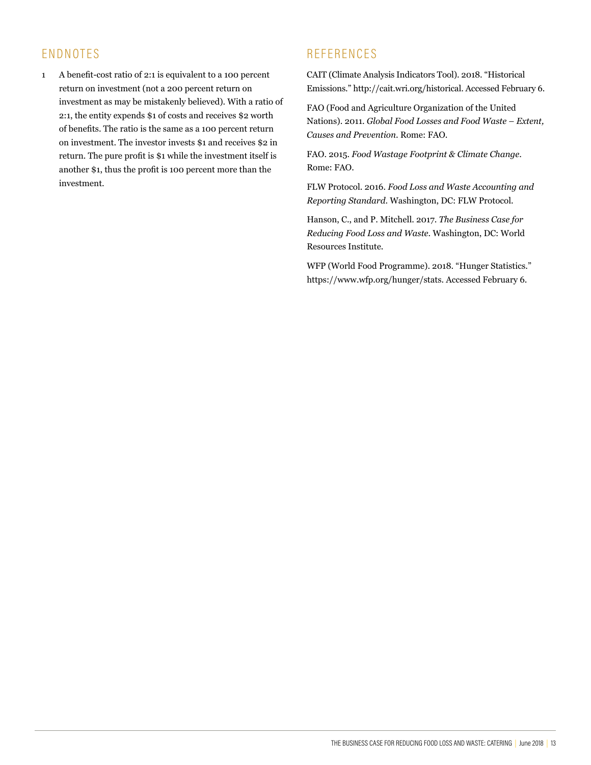## ENDNOTES

1. A benefit-cost ratio of 2:1 is equivalent to a 100 percent return on investment (not a 200 percent return on investment as may be mistakenly believed). With a ratio of 2:1, the entity expends $1 of costs and receives $2 worth of benefits. The ratio is the same as a 100 percent return on investment. The investor invests $1 and receives $2 in return. The pure profit is $1 while the investment itself is another $1, thus the profit is 100 percent more than the investment.

## REFERENCES

CAIT (Climate Analysis Indicators Tool). 2018. "Historical Emissions." http://cait.wri.org/historical. Accessed February 6.

FAO (Food and Agriculture Organization of the United Nations). 2011. *Global Food Losses and Food Waste – Extent, Causes and Prevention*. Rome: FAO.

FAO. 2015. *Food Wastage Footprint & Climate Change*. Rome: FAO.

FLW Protocol. 2016. *Food Loss and Waste Accounting and Reporting Standard*. Washington, DC: FLW Protocol.

Hanson, C., and P. Mitchell. 2017. *The Business Case for Reducing Food Loss and Waste*. Washington, DC: World Resources Institute.

WFP (World Food Programme). 2018. "Hunger Statistics." https://www.wfp.org/hunger/stats. Accessed February 6.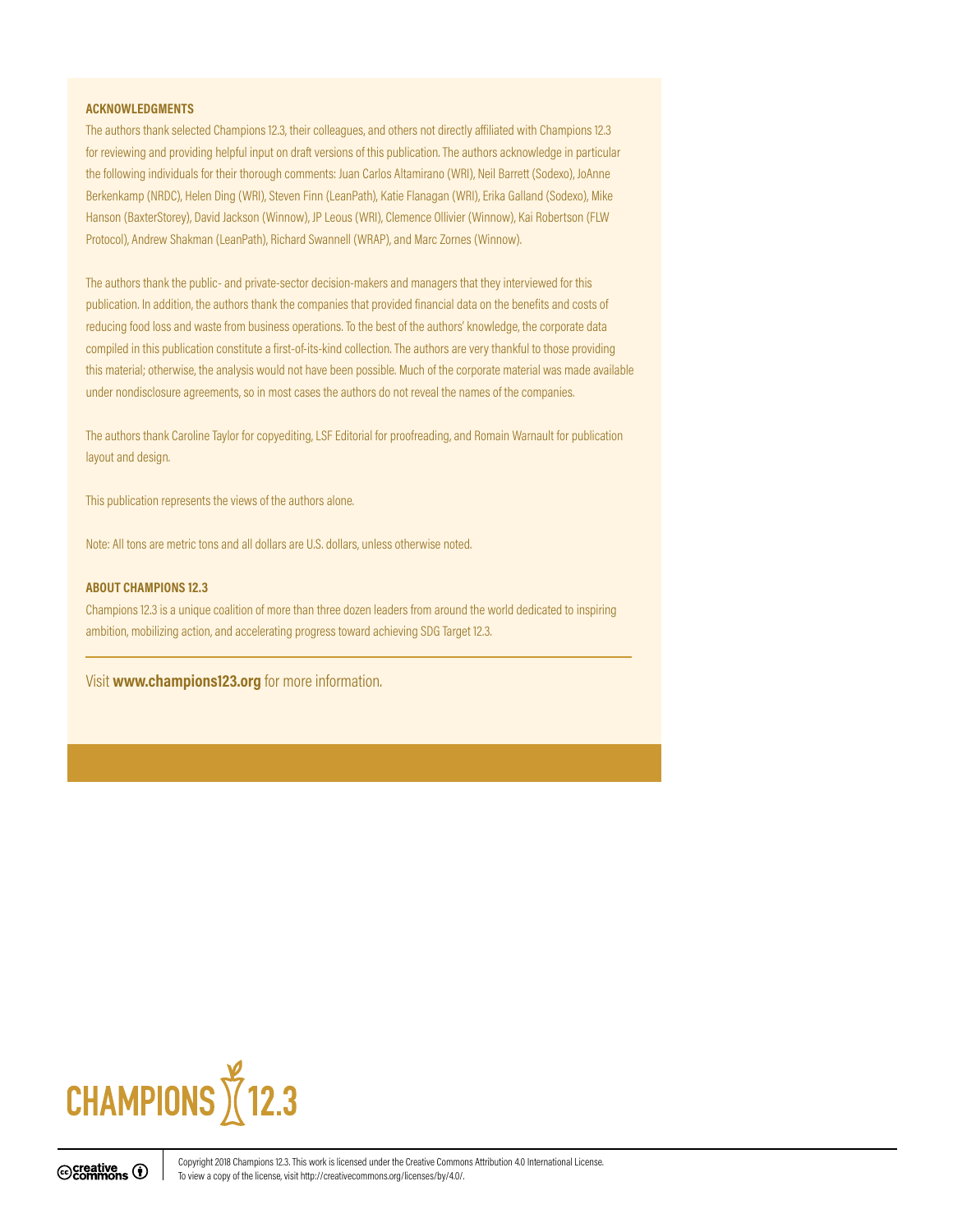## ACKNOWLEDGMENTS

The authors thank selected Champions 12.3, their colleagues, and others not directly affiliated with Champions 12.3 for reviewing and providing helpful input on draft versions of this publication. The authors acknowledge in particular the following individuals for their thorough comments: Juan Carlos Altamirano (WRI), Neil Barrett (Sodexo), JoAnne Berkenkamp (NRDC), Helen Ding (WRI), Steven Finn (LeanPath), Katie Flanagan (WRI), Erika Galland (Sodexo), Mike Hanson (BaxterStorey), David Jackson (Winnow), JP Leous (WRI), Clemence Ollivier (Winnow), Kai Robertson (FLW Protocol), Andrew Shakman (LeanPath), Richard Swannell (WRAP), and Marc Zornes (Winnow).

The authors thank the public- and private-sector decision-makers and managers that they interviewed for this publication. In addition, the authors thank the companies that provided financial data on the benefits and costs of reducing food loss and waste from business operations. To the best of the authors' knowledge, the corporate data compiled in this publication constitute a first-of-its-kind collection. The authors are very thankful to those providing this material; otherwise, the analysis would not have been possible. Much of the corporate material was made available under nondisclosure agreements, so in most cases the authors do not reveal the names of the companies.

The authors thank Caroline Taylor for copyediting, LSF Editorial for proofreading, and Romain Warnault for publication layout and design.

This publication represents the views of the authors alone.

Note: All tons are metric tons and all dollars are U.S. dollars, unless otherwise noted.

## ABOUT CHAMPIONS 12.3

Champions 12.3 is a unique coalition of more than three dozen leaders from around the world dedicated to inspiring ambition, mobilizing action, and accelerating progress toward achieving SDG Target 12.3.

Visit **www.champions123.org** for more information.

CHAMPIONS 12.3

Copyright 2018 Champions 12.3. This work is licensed under the Creative Commons Attribution 4.0 International License. To view a copy of the license, visit http://creativecommons.org/licenses/by/4.0/.